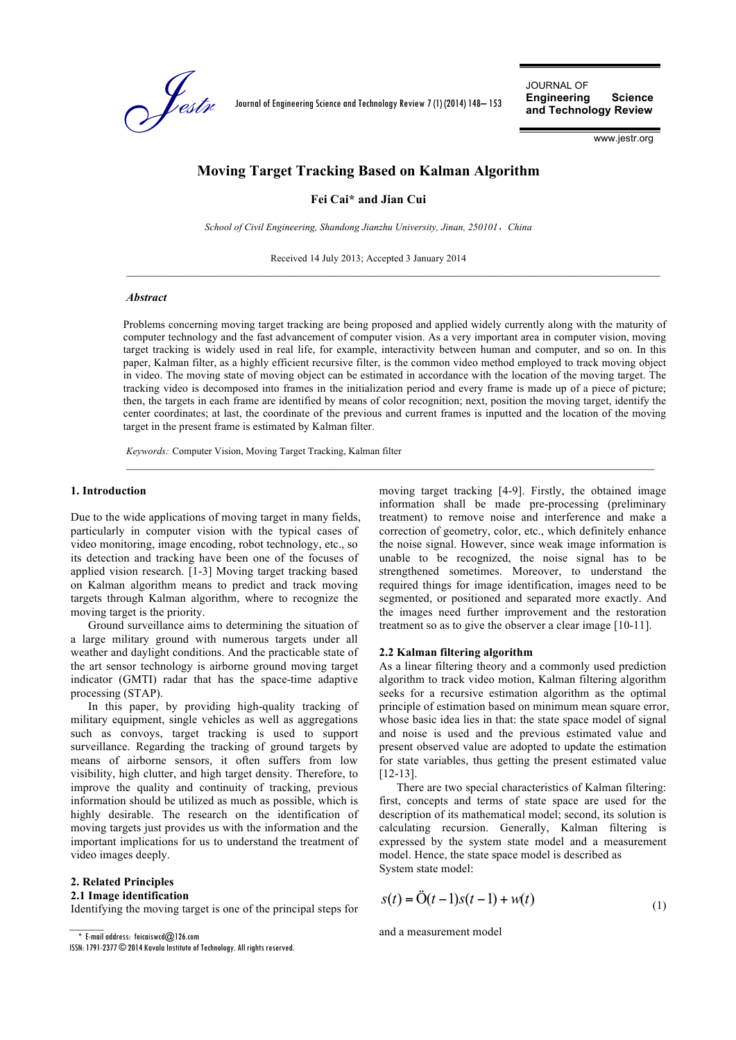# Moving Target Tracking Based on Kalman Algorithm

**Fei Cai* and Jian Cui**

*School of Civil Engineering, Shandong Jianzhu University, Jinan, 250101，China*

Received 14 July 2013; Accepted 3 January 2014

---

### *Abstract*

Problems concerning moving target tracking are being proposed and applied widely currently along with the maturity of computer technology and the fast advancement of computer vision. As a very important area in computer vision, moving target tracking is widely used in real life, for example, interactivity between human and computer, and so on. In this paper, Kalman filter, as a highly efficient recursive filter, is the common video method employed to track moving object in video. The moving state of moving object can be estimated in accordance with the location of the moving target. The tracking video is decomposed into frames in the initialization period and every frame is made up of a piece of picture; then, the targets in each frame are identified by means of color recognition; next, position the moving target, identify the center coordinates; at last, the coordinate of the previous and current frames is inputted and the location of the moving target in the present frame is estimated by Kalman filter.

*Keywords:* Computer Vision, Moving Target Tracking, Kalman filter

---

## 1. Introduction

Due to the wide applications of moving target in many fields, particularly in computer vision with the typical cases of video monitoring, image encoding, robot technology, etc., so its detection and tracking have been one of the focuses of applied vision research. [1-3] Moving target tracking based on Kalman algorithm means to predict and track moving targets through Kalman algorithm, where to recognize the moving target is the priority.

Ground surveillance aims to determining the situation of a large military ground with numerous targets under all weather and daylight conditions. And the practicable state of the art sensor technology is airborne ground moving target indicator (GMTI) radar that has the space-time adaptive processing (STAP).

In this paper, by providing high-quality tracking of military equipment, single vehicles as well as aggregations such as convoys, target tracking is used to support surveillance. Regarding the tracking of ground targets by means of airborne sensors, it often suffers from low visibility, high clutter, and high target density. Therefore, to improve the quality and continuity of tracking, previous information should be utilized as much as possible, which is highly desirable. The research on the identification of moving targets just provides us with the information and the important implications for us to understand the treatment of video images deeply.

## 2. Related Principles

### 2.1 Image identification

Identifying the moving target is one of the principal steps for moving target tracking [4-9]. Firstly, the obtained image information shall be made pre-processing (preliminary treatment) to remove noise and interference and make a correction of geometry, color, etc., which definitely enhance the noise signal. However, since weak image information is unable to be recognized, the noise signal has to be strengthened sometimes. Moreover, to understand the required things for image identification, images need to be segmented, or positioned and separated more exactly. And the images need further improvement and the restoration treatment so as to give the observer a clear image [10-11].

### 2.2 Kalman filtering algorithm

As a linear filtering theory and a commonly used prediction algorithm to track video motion, Kalman filtering algorithm seeks for a recursive estimation algorithm as the optimal principle of estimation based on minimum mean square error, whose basic idea lies in that: the state space model of signal and noise is used and the previous estimated value and present observed value are adopted to update the estimation for state variables, thus getting the present estimated value [12-13].

There are two special characteristics of Kalman filtering: first, concepts and terms of state space are used for the description of its mathematical model; second, its solution is calculating recursion. Generally, Kalman filtering is expressed by the system state model and a measurement model. Hence, the state space model is described as

System state model:

$$s(t) = \Phi(t-1)s(t-1) + w(t) \tag{1}$$

and a measurement model

---

* E-mail address: feicaiswcd@126.com

ISSN: 1791-2377 © 2014 Kavala Institute of Technology. All rights reserved.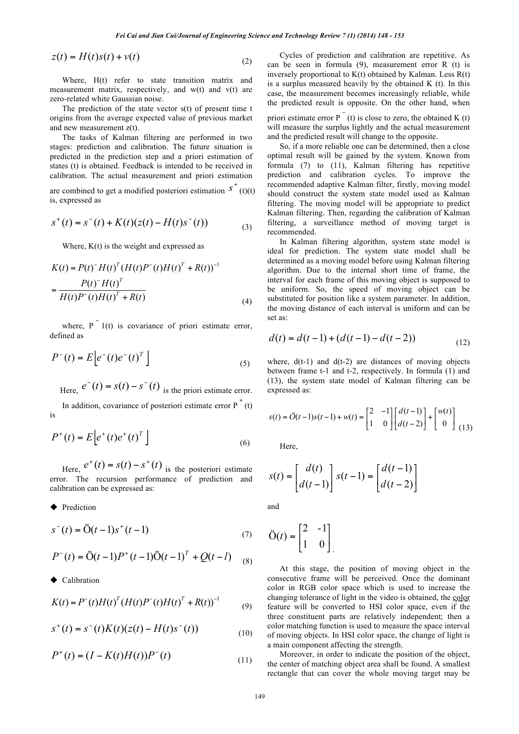$$z(t) = H(t)s(t) + v(t) \tag{2}$$

Where, H(t) refer to state transition matrix and measurement matrix, respectively, and w(t) and v(t) are zero-related white Gaussian noise.

The prediction of the state vector s(t) of present time t origins from the average expected value of previous market and new measurement z(t).

The tasks of Kalman filtering are performed in two stages: prediction and calibration. The future situation is predicted in the prediction step and a priori estimation of states (t) is obtained. Feedback is intended to be received in calibration. The actual measurement and priori estimation are combined to get a modified posteriori estimation $s^+$ (t)(t) is, expressed as

$$s^+(t) = s^-(t) + K(t)(z(t) - H(t)s^-(t)) \tag{3}$$

Where, K(t) is the weight and expressed as

$$K(t) = P(t)^- H(t)^T (H(t)P^-(t)H(t)^T + R(t))^{-1}$$
$$= \frac{P(t)^- H(t)^T}{H(t)P^-(t)H(t)^T + R(t)} \tag{4}$$

where, $P^-$ 1(t) is covariance of priori estimate error, defined as

$$P^-(t) = E\left[e^-(t)e^-(t)^T\right] \tag{5}$$

Here, $e^-(t) = s(t) - s^-(t)$ is the priori estimate error.

In addition, covariance of posteriori estimate error $P^+$ (t) is

$$P^+(t) = E\left[e^+(t)e^+(t)^T\right] \tag{6}$$

Here, $e^+(t) = s(t) - s^+(t)$ is the posteriori estimate error. The recursion performance of prediction and calibration can be expressed as:

- Prediction

$$s^-(t) = \text{Ö}(t-1)s^+(t-1) \tag{7}$$

$$P^-(t) = \text{Ö}(t-1)P^+(t-1)\text{Ö}(t-1)^T + Q(t-l) \tag{8}$$

- Calibration

$$K(t) = P^-(t)H(t)^T (H(t)P^-(t)H(t)^T + R(t))^{-1} \tag{9}$$

$$s^+(t) = s^-(t)K(t)(z(t) - H(t)s^-(t)) \tag{10}$$

$$P^+(t) = (I - K(t)H(t))P^-(t) \tag{11}$$

Cycles of prediction and calibration are repetitive. As can be seen in formula (9), measurement error R (t) is inversely proportional to K(t) obtained by Kalman. Less R(t) is a surplus measured heavily by the obtained K (t). In this case, the measurement becomes increasingly reliable, while the predicted result is opposite. On the other hand, when priori estimate error $P^-$ (t) is close to zero, the obtained K (t) will measure the surplus lightly and the actual measurement and the predicted result will change to the opposite.

So, if a more reliable one can be determined, then a close optimal result will be gained by the system. Known from formula (7) to (11), Kalman filtering has repetitive prediction and calibration cycles. To improve the recommended adaptive Kalman filter, firstly, moving model should construct the system state model used as Kalman filtering. The moving model will be appropriate to predict Kalman filtering. Then, regarding the calibration of Kalman filtering, a surveillance method of moving target is recommended.

In Kalman filtering algorithm, system state model is ideal for prediction. The system state model shall be determined as a moving model before using Kalman filtering algorithm. Due to the internal short time of frame, the interval for each frame of this moving object is supposed to be uniform. So, the speed of moving object can be substituted for position like a system parameter. In addition, the moving distance of each interval is uniform and can be set as:

$$d(t) = d(t-1) + (d(t-1) - d(t-2)) \tag{12}$$

where, d(t-1) and d(t-2) are distances of moving objects between frame t-1 and t-2, respectively. In formula (1) and (13), the system state model of Kalman filtering can be expressed as:

$$s(t) = \text{Ö}(t-1)s(t-1) + w(t) = \begin{bmatrix} 2 & -1 \\ 1 & 0 \end{bmatrix} \begin{bmatrix} d(t-1) \\ d(t-2) \end{bmatrix} + \begin{bmatrix} w(t) \\ 0 \end{bmatrix} \tag{13}$$

Here,

$$s(t) = \begin{bmatrix} d(t) \\ d(t-1) \end{bmatrix} \; s(t-1) = \begin{bmatrix} d(t-1) \\ d(t-2) \end{bmatrix}$$

and

$$\text{Ö}(t) = \begin{bmatrix} 2 & -1 \\ 1 & 0 \end{bmatrix}.$$

At this stage, the position of moving object in the consecutive frame will be perceived. Once the dominant color in RGB color space which is used to increase the changing tolerance of light in the video is obtained, the color feature will be converted to HSI color space, even if the three constituent parts are relatively independent; then a color matching function is used to measure the space interval of moving objects. In HSI color space, the change of light is a main component affecting the strength.

Moreover, in order to indicate the position of the object, the center of matching object area shall be found. A smallest rectangle that can cover the whole moving target may be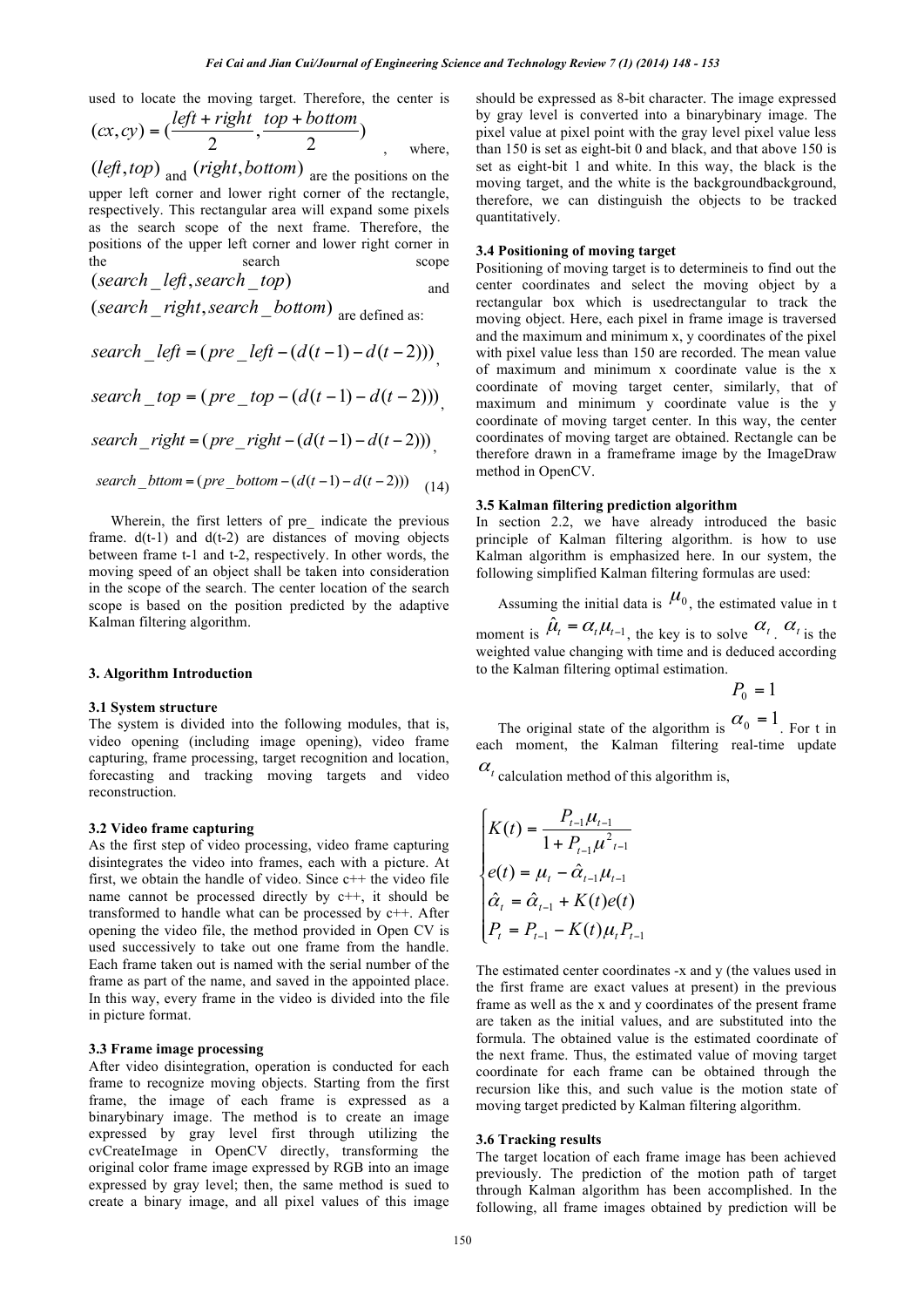used to locate the moving target. Therefore, the center is $(cx, cy) = (\frac{left + right}{2}, \frac{top + bottom}{2})$, where, $(left, top)$ and $(right, bottom)$ are the positions on the upper left corner and lower right corner of the rectangle, respectively. This rectangular area will expand some pixels as the search scope of the next frame. Therefore, the positions of the upper left corner and lower right corner in the search scope $(search\_left, search\_top)$ and $(search\_right, search\_bottom)$ are defined as:

$$search\_left = (pre\_left - (d(t-1) - d(t-2))),$$

$$search\_top = (pre\_top - (d(t-1) - d(t-2))),$$

$$search\_right = (pre\_right - (d(t-1) - d(t-2))),$$

$$search\_bttom = (pre\_bottom - (d(t-1) - d(t-2))) \tag{14}$$

Wherein, the first letters of pre_ indicate the previous frame. d(t-1) and d(t-2) are distances of moving objects between frame t-1 and t-2, respectively. In other words, the moving speed of an object shall be taken into consideration in the scope of the search. The center location of the search scope is based on the position predicted by the adaptive Kalman filtering algorithm.

## 3. Algorithm Introduction

### 3.1 System structure

The system is divided into the following modules, that is, video opening (including image opening), video frame capturing, frame processing, target recognition and location, forecasting and tracking moving targets and video reconstruction.

### 3.2 Video frame capturing

As the first step of video processing, video frame capturing disintegrates the video into frames, each with a picture. At first, we obtain the handle of video. Since c++ the video file name cannot be processed directly by c++, it should be transformed to handle what can be processed by c++. After opening the video file, the method provided in Open CV is used successively to take out one frame from the handle. Each frame taken out is named with the serial number of the frame as part of the name, and saved in the appointed place. In this way, every frame in the video is divided into the file in picture format.

### 3.3 Frame image processing

After video disintegration, operation is conducted for each frame to recognize moving objects. Starting from the first frame, the image of each frame is expressed as a binarybinary image. The method is to create an image expressed by gray level first through utilizing the cvCreateImage in OpenCV directly, transforming the original color frame image expressed by RGB into an image expressed by gray level; then, the same method is sued to create a binary image, and all pixel values of this image should be expressed as 8-bit character. The image expressed by gray level is converted into a binarybinary image. The pixel value at pixel point with the gray level pixel value less than 150 is set as eight-bit 0 and black, and that above 150 is set as eight-bit 1 and white. In this way, the black is the moving target, and the white is the backgroundbackground, therefore, we can distinguish the objects to be tracked quantitatively.

### 3.4 Positioning of moving target

Positioning of moving target is to determineis to find out the center coordinates and select the moving object by a rectangular box which is usedrectangular to track the moving object. Here, each pixel in frame image is traversed and the maximum and minimum x, y coordinates of the pixel with pixel value less than 150 are recorded. The mean value of maximum and minimum x coordinate value is the x coordinate of moving target center, similarly, that of maximum and minimum y coordinate value is the y coordinate of moving target center. In this way, the center coordinates of moving target are obtained. Rectangle can be therefore drawn in a frameframe image by the ImageDraw method in OpenCV.

### 3.5 Kalman filtering prediction algorithm

In section 2.2, we have already introduced the basic principle of Kalman filtering algorithm. is how to use Kalman algorithm is emphasized here. In our system, the following simplified Kalman filtering formulas are used:

Assuming the initial data is $\mu_0$, the estimated value in t moment is $\hat{\mu}_t = \alpha_t \mu_{t-1}$, the key is to solve $\alpha_t$. $\alpha_t$ is the weighted value changing with time and is deduced according to the Kalman filtering optimal estimation.

$$P_0 = 1$$

The original state of the algorithm is $\alpha_0 = 1$. For t in each moment, the Kalman filtering real-time update $\alpha_t$ calculation method of this algorithm is,

$$\begin{cases} K(t) = \dfrac{P_{t-1}\mu_{t-1}}{1 + P_{t-1}\mu^2_{t-1}} \\ e(t) = \mu_t - \hat{\alpha}_{t-1}\mu_{t-1} \\ \hat{\alpha}_t = \hat{\alpha}_{t-1} + K(t)e(t) \\ P_t = P_{t-1} - K(t)\mu_t P_{t-1} \end{cases}$$

The estimated center coordinates -x and y (the values used in the first frame are exact values at present) in the previous frame as well as the x and y coordinates of the present frame are taken as the initial values, and are substituted into the formula. The obtained value is the estimated coordinate of the next frame. Thus, the estimated value of moving target coordinate for each frame can be obtained through the recursion like this, and such value is the motion state of moving target predicted by Kalman filtering algorithm.

### 3.6 Tracking results

The target location of each frame image has been achieved previously. The prediction of the motion path of target through Kalman algorithm has been accomplished. In the following, all frame images obtained by prediction will be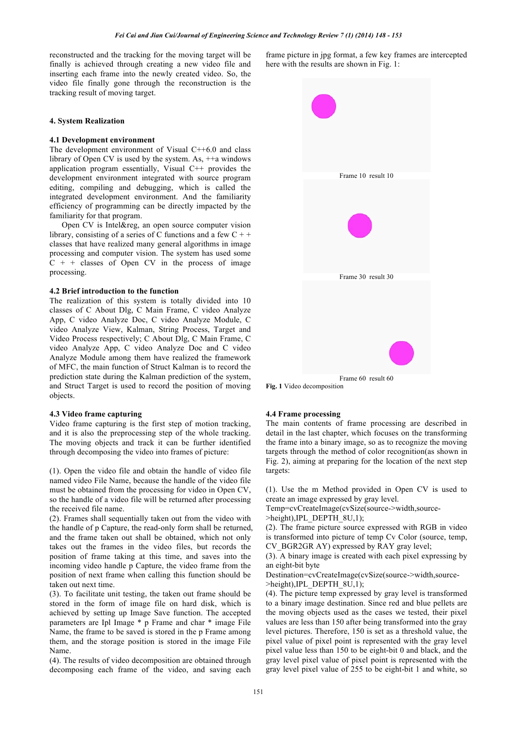reconstructed and the tracking for the moving target will be finally is achieved through creating a new video file and inserting each frame into the newly created video. So, the video file finally gone through the reconstruction is the tracking result of moving target.

## 4. System Realization

### 4.1 Development environment

The development environment of Visual C++6.0 and class library of Open CV is used by the system. As, ++a windows application program essentially, Visual C++ provides the development environment integrated with source program editing, compiling and debugging, which is called the integrated development environment. And the familiarity efficiency of programming can be directly impacted by the familiarity for that program.

Open CV is Intel&reg, an open source computer vision library, consisting of a series of C functions and a few C + + classes that have realized many general algorithms in image processing and computer vision. The system has used some C + + classes of Open CV in the process of image processing.

### 4.2 Brief introduction to the function

The realization of this system is totally divided into 10 classes of C About Dlg, C Main Frame, C video Analyze App, C video Analyze Doc, C video Analyze Module, C video Analyze View, Kalman, String Process, Target and Video Process respectively; C About Dlg, C Main Frame, C video Analyze App, C video Analyze Doc and C video Analyze Module among them have realized the framework of MFC, the main function of Struct Kalman is to record the prediction state during the Kalman prediction of the system, and Struct Target is used to record the position of moving objects.

### 4.3 Video frame capturing

Video frame capturing is the first step of motion tracking, and it is also the preprocessing step of the whole tracking. The moving objects and track it can be further identified through decomposing the video into frames of picture:

(1). Open the video file and obtain the handle of video file named video File Name, because the handle of the video file must be obtained from the processing for video in Open CV, so the handle of a video file will be returned after processing the received file name.
(2). Frames shall sequentially taken out from the video with the handle of p Capture, the read-only form shall be returned, and the frame taken out shall be obtained, which not only takes out the frames in the video files, but records the position of frame taking at this time, and saves into the incoming video handle p Capture, the video frame from the position of next frame when calling this function should be taken out next time.
(3). To facilitate unit testing, the taken out frame should be stored in the form of image file on hard disk, which is achieved by setting up Image Save function. The accepted parameters are Ipl Image * p Frame and char * image File Name, the frame to be saved is stored in the p Frame among them, and the storage position is stored in the image File Name.
(4). The results of video decomposition are obtained through decomposing each frame of the video, and saving each frame picture in jpg format, a few key frames are intercepted here with the results are shown in Fig. 1:

Frame 10 result 10

Frame 30 result 30

Frame 60 result 60

**Fig. 1** Video decomposition

### 4.4 Frame processing

The main contents of frame processing are described in detail in the last chapter, which focuses on the transforming the frame into a binary image, so as to recognize the moving targets through the method of color recognition(as shown in Fig. 2), aiming at preparing for the location of the next step targets:

(1). Use the m Method provided in Open CV is used to create an image expressed by gray level.
Temp=cvCreateImage(cvSize(source->width,source->height),IPL_DEPTH_8U,1);
(2). The frame picture source expressed with RGB in video is transformed into picture of temp Cv Color (source, temp, CV_BGR2GR AY) expressed by RAY gray level;
(3). A binary image is created with each pixel expressing by an eight-bit byte
Destination=cvCreateImage(cvSize(source->width,source->height),IPL_DEPTH_8U,1);
(4). The picture temp expressed by gray level is transformed to a binary image destination. Since red and blue pellets are the moving objects used as the cases we tested, their pixel values are less than 150 after being transformed into the gray level pictures. Therefore, 150 is set as a threshold value, the pixel value of pixel point is represented with the gray level pixel value less than 150 to be eight-bit 0 and black, and the gray level pixel value of pixel point is represented with the gray level pixel value of 255 to be eight-bit 1 and white, so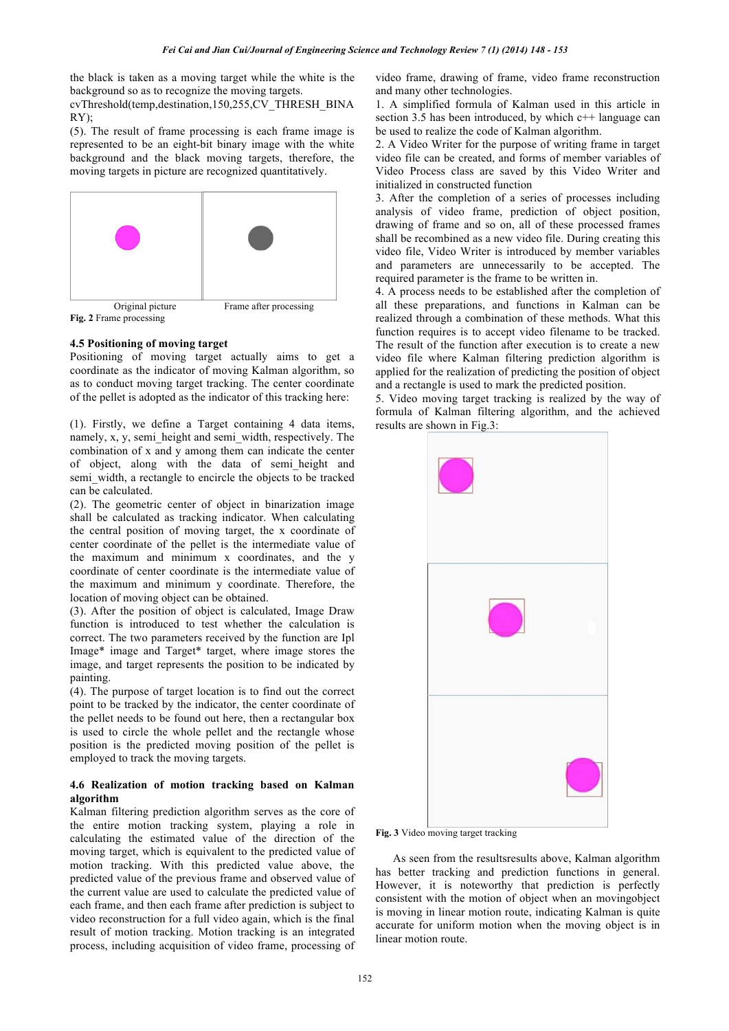the black is taken as a moving target while the white is the background so as to recognize the moving targets.

```
cvThreshold(temp,destination,150,255,CV_THRESH_BINARY);
```

(5). The result of frame processing is each frame image is represented to be an eight-bit binary image with the white background and the black moving targets, therefore, the moving targets in picture are recognized quantitatively.

Original picture　　　Frame after processing

**Fig. 2** Frame processing

#### 4.5 Positioning of moving target

Positioning of moving target actually aims to get a coordinate as the indicator of moving Kalman algorithm, so as to conduct moving target tracking. The center coordinate of the pellet is adopted as the indicator of this tracking here:

(1). Firstly, we define a Target containing 4 data items, namely, x, y, semi_height and semi_width, respectively. The combination of x and y among them can indicate the center of object, along with the data of semi_height and semi_width, a rectangle to encircle the objects to be tracked can be calculated.

(2). The geometric center of object in binarization image shall be calculated as tracking indicator. When calculating the central position of moving target, the x coordinate of center coordinate of the pellet is the intermediate value of the maximum and minimum x coordinates, and the y coordinate of center coordinate is the intermediate value of the maximum and minimum y coordinate. Therefore, the location of moving object can be obtained.

(3). After the position of object is calculated, Image Draw function is introduced to test whether the calculation is correct. The two parameters received by the function are Ipl Image* image and Target* target, where image stores the image, and target represents the position to be indicated by painting.

(4). The purpose of target location is to find out the correct point to be tracked by the indicator, the center coordinate of the pellet needs to be found out here, then a rectangular box is used to circle the whole pellet and the rectangle whose position is the predicted moving position of the pellet is employed to track the moving targets.

#### 4.6 Realization of motion tracking based on Kalman algorithm

Kalman filtering prediction algorithm serves as the core of the entire motion tracking system, playing a role in calculating the estimated value of the direction of the moving target, which is equivalent to the predicted value of motion tracking. With this predicted value above, the predicted value of the previous frame and observed value of the current value are used to calculate the predicted value of each frame, and then each frame after prediction is subject to video reconstruction for a full video again, which is the final result of motion tracking. Motion tracking is an integrated process, including acquisition of video frame, processing of video frame, drawing of frame, video frame reconstruction and many other technologies.

1. A simplified formula of Kalman used in this article in section 3.5 has been introduced, by which c++ language can be used to realize the code of Kalman algorithm.
2. A Video Writer for the purpose of writing frame in target video file can be created, and forms of member variables of Video Process class are saved by this Video Writer and initialized in constructed function
3. After the completion of a series of processes including analysis of video frame, prediction of object position, drawing of frame and so on, all of these processed frames shall be recombined as a new video file. During creating this video file, Video Writer is introduced by member variables and parameters are unnecessarily to be accepted. The required parameter is the frame to be written in.
4. A process needs to be established after the completion of all these preparations, and functions in Kalman can be realized through a combination of these methods. What this function requires is to accept video filename to be tracked. The result of the function after execution is to create a new video file where Kalman filtering prediction algorithm is applied for the realization of predicting the position of object and a rectangle is used to mark the predicted position.
5. Video moving target tracking is realized by the way of formula of Kalman filtering algorithm, and the achieved results are shown in Fig.3:

**Fig. 3** Video moving target tracking

As seen from the resultsresults above, Kalman algorithm has better tracking and prediction functions in general. However, it is noteworthy that prediction is perfectly consistent with the motion of object when an movingobject is moving in linear motion route, indicating Kalman is quite accurate for uniform motion when the moving object is in linear motion route.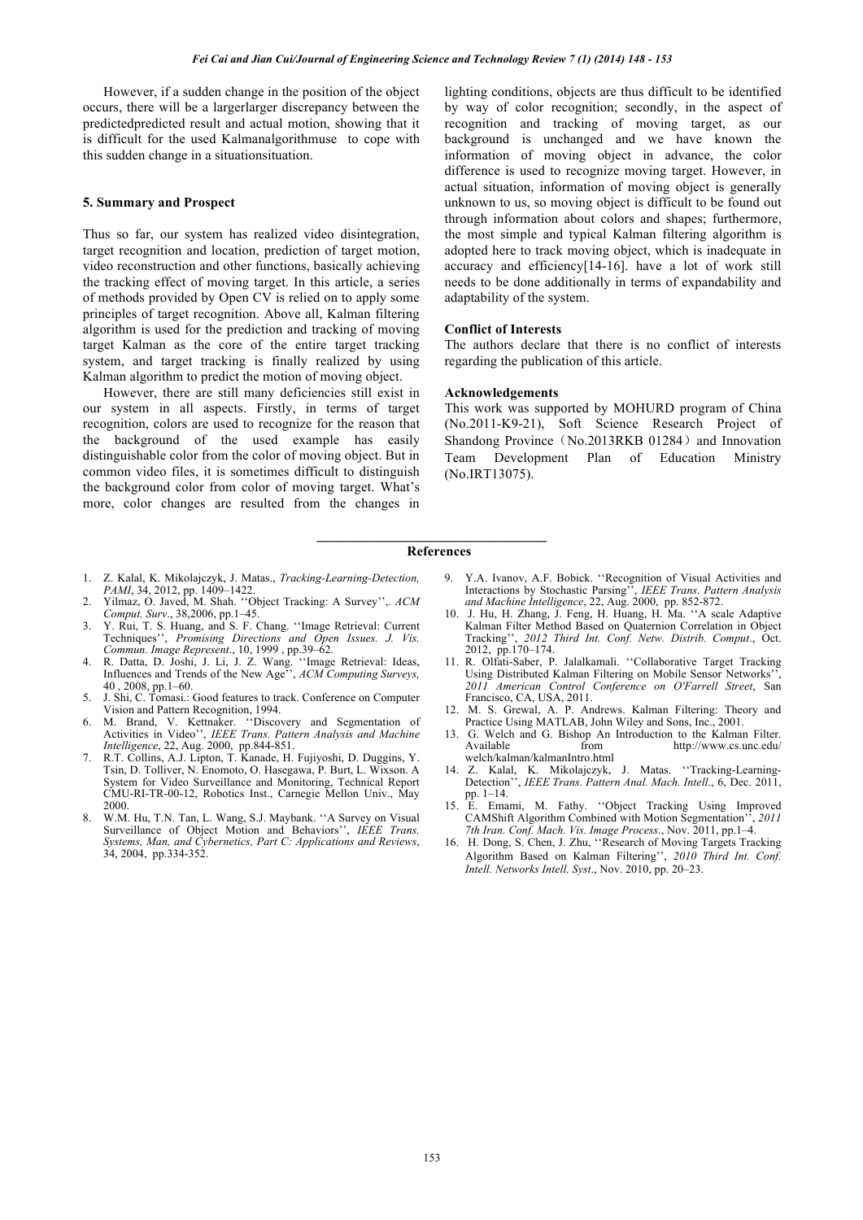However, if a sudden change in the position of the object occurs, there will be a largerlarger discrepancy between the predictedpredicted result and actual motion, showing that it is difficult for the used Kalmanalgorithmuse to cope with this sudden change in a situationsituation.

## 5. Summary and Prospect

Thus so far, our system has realized video disintegration, target recognition and location, prediction of target motion, video reconstruction and other functions, basically achieving the tracking effect of moving target. In this article, a series of methods provided by Open CV is relied on to apply some principles of target recognition. Above all, Kalman filtering algorithm is used for the prediction and tracking of moving target Kalman as the core of the entire target tracking system, and target tracking is finally realized by using Kalman algorithm to predict the motion of moving object.

However, there are still many deficiencies still exist in our system in all aspects. Firstly, in terms of target recognition, colors are used to recognize for the reason that the background of the used example has easily distinguishable color from the color of moving object. But in common video files, it is sometimes difficult to distinguish the background color from color of moving target. What's more, color changes are resulted from the changes in lighting conditions, objects are thus difficult to be identified by way of color recognition; secondly, in the aspect of recognition and tracking of moving target, as our background is unchanged and we have known the information of moving object in advance, the color difference is used to recognize moving target. However, in actual situation, information of moving object is generally unknown to us, so moving object is difficult to be found out through information about colors and shapes; furthermore, the most simple and typical Kalman filtering algorithm is adopted here to track moving object, which is inadequate in accuracy and efficiency[14-16]. have a lot of work still needs to be done additionally in terms of expandability and adaptability of the system.

**Conflict of Interests**

The authors declare that there is no conflict of interests regarding the publication of this article.

**Acknowledgements**

This work was supported by MOHURD program of China (No.2011-K9-21), Soft Science Research Project of Shandong Province（No.2013RKB 01284）and Innovation Team Development Plan of Education Ministry (No.IRT13075).

## References

1. Z. Kalal, K. Mikolajczyk, J. Matas., *Tracking-Learning-Detection, PAMI*, 34, 2012, pp. 1409–1422.
2. Yilmaz, O. Javed, M. Shah. ''Object Tracking: A Survey'',. *ACM Comput. Surv*., 38,2006, pp.1–45.
3. Y. Rui, T. S. Huang, and S. F. Chang. ''Image Retrieval: Current Techniques'', *Promising Directions and Open Issues. J. Vis. Commun. Image Represent*., 10, 1999 , pp.39–62.
4. R. Datta, D. Joshi, J. Li, J. Z. Wang. ''Image Retrieval: Ideas, Influences and Trends of the New Age'', *ACM Computing Surveys,* 40 , 2008, pp.1–60.
5. J. Shi, C. Tomasi.: Good features to track. Conference on Computer Vision and Pattern Recognition, 1994.
6. M. Brand, V. Kettnaker. ''Discovery and Segmentation of Activities in Video'', *IEEE Trans. Pattern Analysis and Machine Intelligence*, 22, Aug. 2000, pp.844-851.
7. R.T. Collins, A.J. Lipton, T. Kanade, H. Fujiyoshi, D. Duggins, Y. Tsin, D. Tolliver, N. Enomoto, O. Hasegawa, P. Burt, L. Wixson. A System for Video Surveillance and Monitoring, Technical Report CMU-RI-TR-00-12, Robotics Inst., Carnegie Mellon Univ., May 2000.
8. W.M. Hu, T.N. Tan, L. Wang, S.J. Maybank. ''A Survey on Visual Surveillance of Object Motion and Behaviors'', *IEEE Trans. Systems, Man, and Cybernetics, Part C: Applications and Reviews*, 34, 2004, pp.334-352.
9. Y.A. Ivanov, A.F. Bobick. ''Recognition of Visual Activities and Interactions by Stochastic Parsing'', *IEEE Trans. Pattern Analysis and Machine Intelligence*, 22, Aug. 2000, pp. 852-872.
10. J. Hu, H. Zhang, J. Feng, H. Huang, H. Ma. ''A scale Adaptive Kalman Filter Method Based on Quaternion Correlation in Object Tracking'', *2012 Third Int. Conf. Netw. Distrib. Comput*., Oct. 2012, pp.170–174.
11. R. Olfati-Saber, P. Jalalkamali. ''Collaborative Target Tracking Using Distributed Kalman Filtering on Mobile Sensor Networks'', *2011 American Control Conference on O'Farrell Street*, San Francisco, CA, USA, 2011.
12. M. S. Grewal, A. P. Andrews. Kalman Filtering: Theory and Practice Using MATLAB, John Wiley and Sons, Inc., 2001.
13. G. Welch and G. Bishop An Introduction to the Kalman Filter. Available from http://www.cs.unc.edu/welch/kalman/kalmanIntro.html
14. Z. Kalal, K. Mikolajczyk, J. Matas. ''Tracking-Learning-Detection'', *IEEE Trans. Pattern Anal. Mach. Intell*., 6, Dec. 2011, pp. 1–14.
15. E. Emami, M. Fathy. ''Object Tracking Using Improved CAMShift Algorithm Combined with Motion Segmentation'', *2011 7th Iran. Conf. Mach. Vis. Image Process.*, Nov. 2011, pp.1–4.
16. H. Dong, S. Chen, J. Zhu, ''Research of Moving Targets Tracking Algorithm Based on Kalman Filtering'', *2010 Third Int. Conf. Intell. Networks Intell. Syst*., Nov. 2010, pp. 20–23.